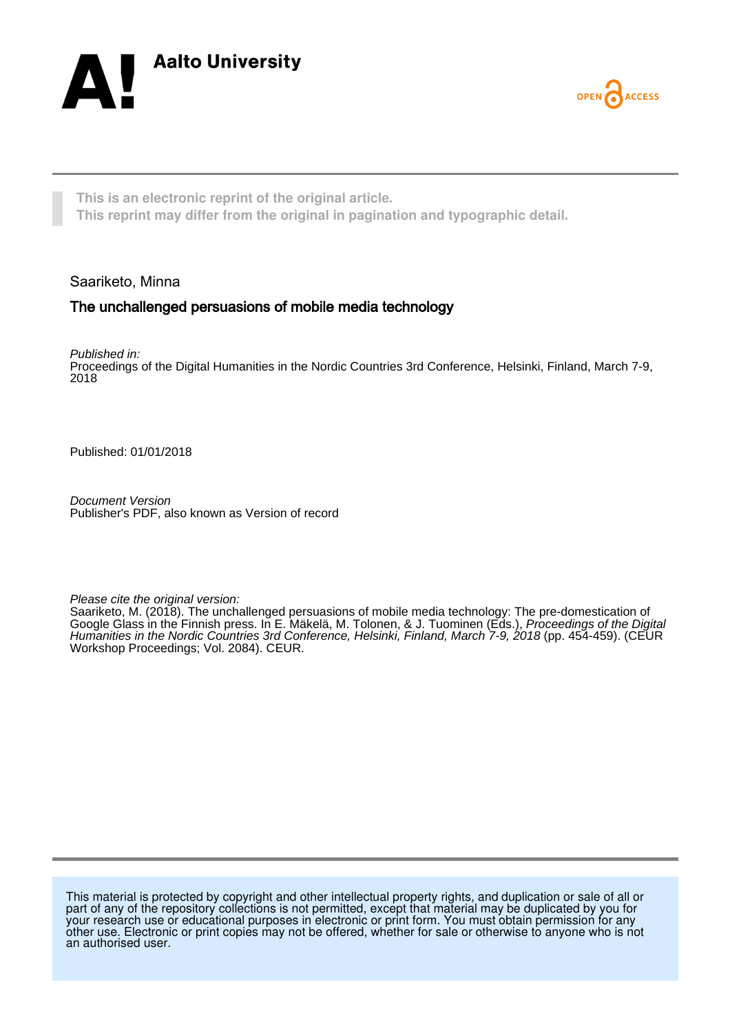**Aalto University**

OPEN ACCESS

**This is an electronic reprint of the original article.**
**This reprint may differ from the original in pagination and typographic detail.**

Saariketo, Minna

## The unchallenged persuasions of mobile media technology

*Published in:*
Proceedings of the Digital Humanities in the Nordic Countries 3rd Conference, Helsinki, Finland, March 7-9, 2018

Published: 01/01/2018

*Document Version*
Publisher's PDF, also known as Version of record

*Please cite the original version:*
Saariketo, M. (2018). The unchallenged persuasions of mobile media technology: The pre-domestication of Google Glass in the Finnish press. In E. Mäkelä, M. Tolonen, & J. Tuominen (Eds.), *Proceedings of the Digital Humanities in the Nordic Countries 3rd Conference, Helsinki, Finland, March 7-9, 2018* (pp. 454-459). (CEUR Workshop Proceedings; Vol. 2084). CEUR.

This material is protected by copyright and other intellectual property rights, and duplication or sale of all or part of any of the repository collections is not permitted, except that material may be duplicated by you for your research use or educational purposes in electronic or print form. You must obtain permission for any other use. Electronic or print copies may not be offered, whether for sale or otherwise to anyone who is not an authorised user.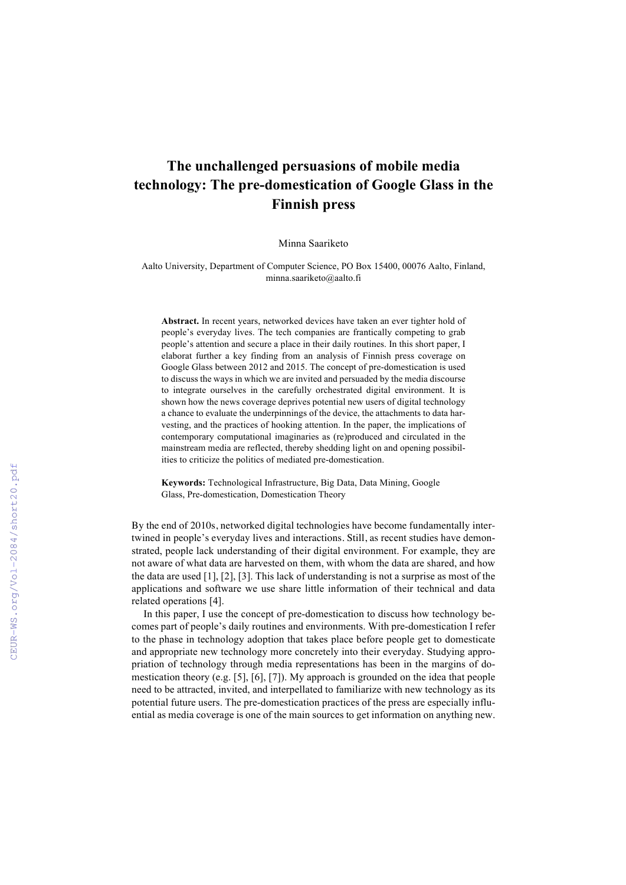# The unchallenged persuasions of mobile media technology: The pre-domestication of Google Glass in the Finnish press

Minna Saariketo

Aalto University, Department of Computer Science, PO Box 15400, 00076 Aalto, Finland, minna.saariketo@aalto.fi

**Abstract.** In recent years, networked devices have taken an ever tighter hold of people's everyday lives. The tech companies are frantically competing to grab people's attention and secure a place in their daily routines. In this short paper, I elaborat further a key finding from an analysis of Finnish press coverage on Google Glass between 2012 and 2015. The concept of pre-domestication is used to discuss the ways in which we are invited and persuaded by the media discourse to integrate ourselves in the carefully orchestrated digital environment. It is shown how the news coverage deprives potential new users of digital technology a chance to evaluate the underpinnings of the device, the attachments to data harvesting, and the practices of hooking attention. In the paper, the implications of contemporary computational imaginaries as (re)produced and circulated in the mainstream media are reflected, thereby shedding light on and opening possibilities to criticize the politics of mediated pre-domestication.

**Keywords:** Technological Infrastructure, Big Data, Data Mining, Google Glass, Pre-domestication, Domestication Theory

By the end of 2010s, networked digital technologies have become fundamentally intertwined in people's everyday lives and interactions. Still, as recent studies have demonstrated, people lack understanding of their digital environment. For example, they are not aware of what data are harvested on them, with whom the data are shared, and how the data are used [1], [2], [3]. This lack of understanding is not a surprise as most of the applications and software we use share little information of their technical and data related operations [4].

In this paper, I use the concept of pre-domestication to discuss how technology becomes part of people's daily routines and environments. With pre-domestication I refer to the phase in technology adoption that takes place before people get to domesticate and appropriate new technology more concretely into their everyday. Studying appropriation of technology through media representations has been in the margins of domestication theory (e.g. [5], [6], [7]). My approach is grounded on the idea that people need to be attracted, invited, and interpellated to familiarize with new technology as its potential future users. The pre-domestication practices of the press are especially influential as media coverage is one of the main sources to get information on anything new.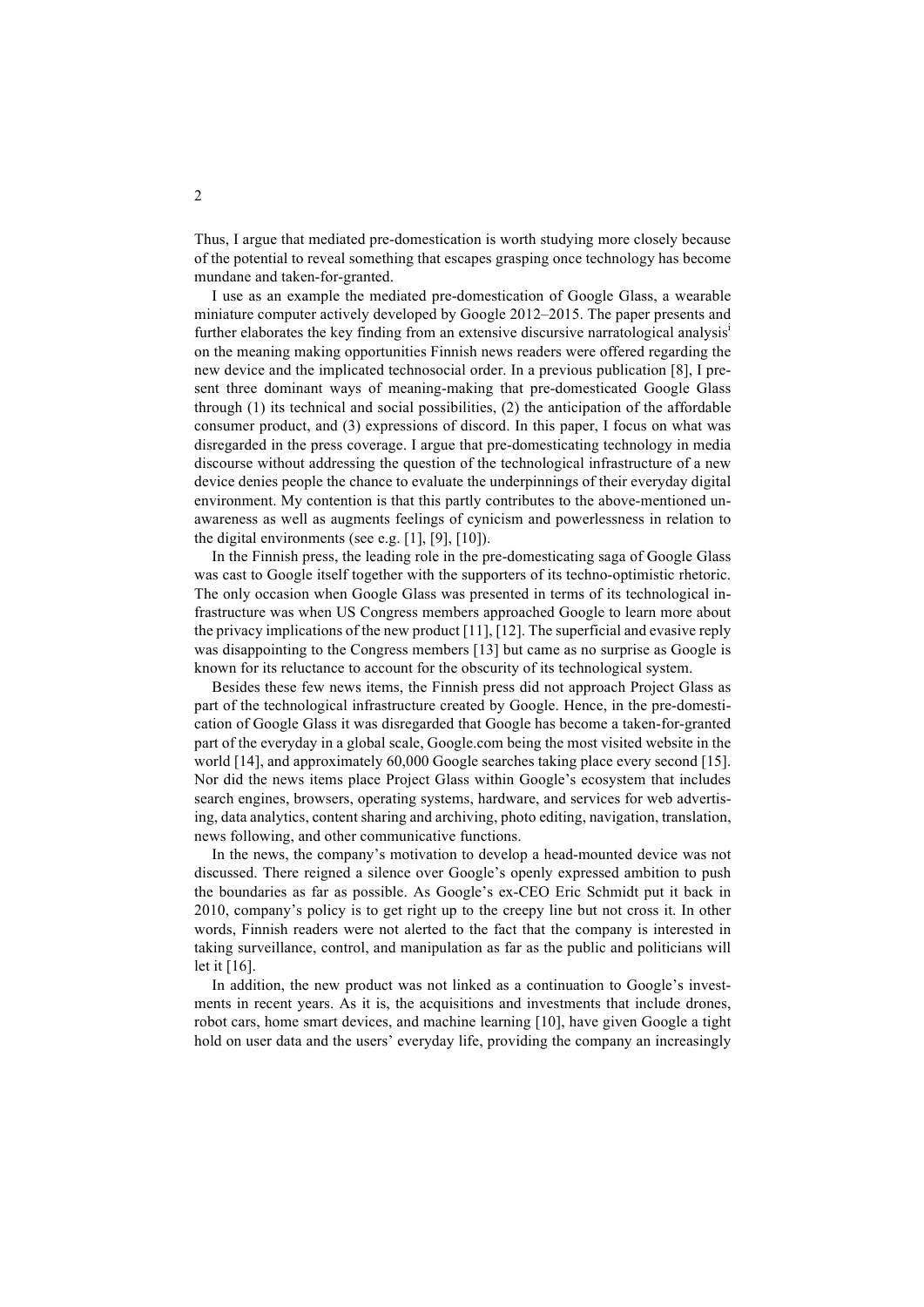Thus, I argue that mediated pre-domestication is worth studying more closely because of the potential to reveal something that escapes grasping once technology has become mundane and taken-for-granted.

I use as an example the mediated pre-domestication of Google Glass, a wearable miniature computer actively developed by Google 2012–2015. The paper presents and further elaborates the key finding from an extensive discursive narratological analysis[i] on the meaning making opportunities Finnish news readers were offered regarding the new device and the implicated technosocial order. In a previous publication [8], I present three dominant ways of meaning-making that pre-domesticated Google Glass through (1) its technical and social possibilities, (2) the anticipation of the affordable consumer product, and (3) expressions of discord. In this paper, I focus on what was disregarded in the press coverage. I argue that pre-domesticating technology in media discourse without addressing the question of the technological infrastructure of a new device denies people the chance to evaluate the underpinnings of their everyday digital environment. My contention is that this partly contributes to the above-mentioned unawareness as well as augments feelings of cynicism and powerlessness in relation to the digital environments (see e.g. [1], [9], [10]).

In the Finnish press, the leading role in the pre-domesticating saga of Google Glass was cast to Google itself together with the supporters of its techno-optimistic rhetoric. The only occasion when Google Glass was presented in terms of its technological infrastructure was when US Congress members approached Google to learn more about the privacy implications of the new product [11], [12]. The superficial and evasive reply was disappointing to the Congress members [13] but came as no surprise as Google is known for its reluctance to account for the obscurity of its technological system.

Besides these few news items, the Finnish press did not approach Project Glass as part of the technological infrastructure created by Google. Hence, in the pre-domestication of Google Glass it was disregarded that Google has become a taken-for-granted part of the everyday in a global scale, Google.com being the most visited website in the world [14], and approximately 60,000 Google searches taking place every second [15]. Nor did the news items place Project Glass within Google's ecosystem that includes search engines, browsers, operating systems, hardware, and services for web advertising, data analytics, content sharing and archiving, photo editing, navigation, translation, news following, and other communicative functions.

In the news, the company's motivation to develop a head-mounted device was not discussed. There reigned a silence over Google's openly expressed ambition to push the boundaries as far as possible. As Google's ex-CEO Eric Schmidt put it back in 2010, company's policy is to get right up to the creepy line but not cross it. In other words, Finnish readers were not alerted to the fact that the company is interested in taking surveillance, control, and manipulation as far as the public and politicians will let it [16].

In addition, the new product was not linked as a continuation to Google's investments in recent years. As it is, the acquisitions and investments that include drones, robot cars, home smart devices, and machine learning [10], have given Google a tight hold on user data and the users' everyday life, providing the company an increasingly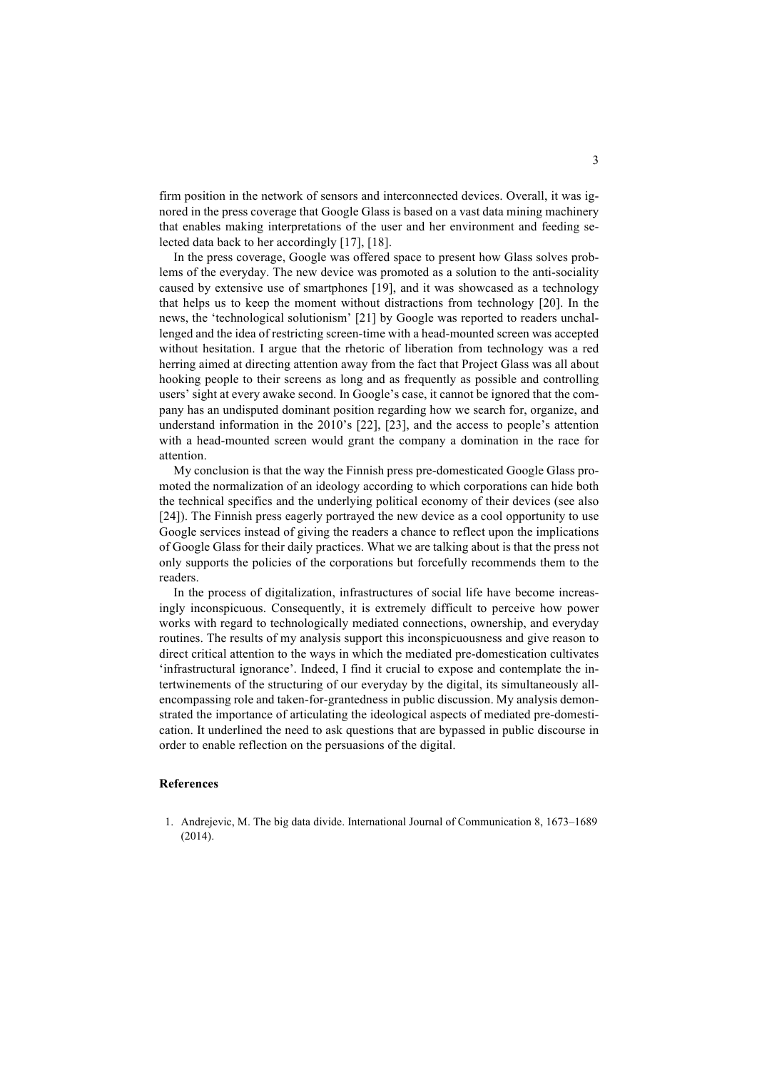firm position in the network of sensors and interconnected devices. Overall, it was ignored in the press coverage that Google Glass is based on a vast data mining machinery that enables making interpretations of the user and her environment and feeding selected data back to her accordingly [17], [18].

In the press coverage, Google was offered space to present how Glass solves problems of the everyday. The new device was promoted as a solution to the anti-sociality caused by extensive use of smartphones [19], and it was showcased as a technology that helps us to keep the moment without distractions from technology [20]. In the news, the 'technological solutionism' [21] by Google was reported to readers unchallenged and the idea of restricting screen-time with a head-mounted screen was accepted without hesitation. I argue that the rhetoric of liberation from technology was a red herring aimed at directing attention away from the fact that Project Glass was all about hooking people to their screens as long and as frequently as possible and controlling users' sight at every awake second. In Google's case, it cannot be ignored that the company has an undisputed dominant position regarding how we search for, organize, and understand information in the 2010's [22], [23], and the access to people's attention with a head-mounted screen would grant the company a domination in the race for attention.

My conclusion is that the way the Finnish press pre-domesticated Google Glass promoted the normalization of an ideology according to which corporations can hide both the technical specifics and the underlying political economy of their devices (see also [24]). The Finnish press eagerly portrayed the new device as a cool opportunity to use Google services instead of giving the readers a chance to reflect upon the implications of Google Glass for their daily practices. What we are talking about is that the press not only supports the policies of the corporations but forcefully recommends them to the readers.

In the process of digitalization, infrastructures of social life have become increasingly inconspicuous. Consequently, it is extremely difficult to perceive how power works with regard to technologically mediated connections, ownership, and everyday routines. The results of my analysis support this inconspicuousness and give reason to direct critical attention to the ways in which the mediated pre-domestication cultivates 'infrastructural ignorance'. Indeed, I find it crucial to expose and contemplate the intertwinements of the structuring of our everyday by the digital, its simultaneously all-encompassing role and taken-for-grantedness in public discussion. My analysis demonstrated the importance of articulating the ideological aspects of mediated pre-domestication. It underlined the need to ask questions that are bypassed in public discourse in order to enable reflection on the persuasions of the digital.

## References

1. Andrejevic, M. The big data divide. International Journal of Communication 8, 1673–1689 (2014).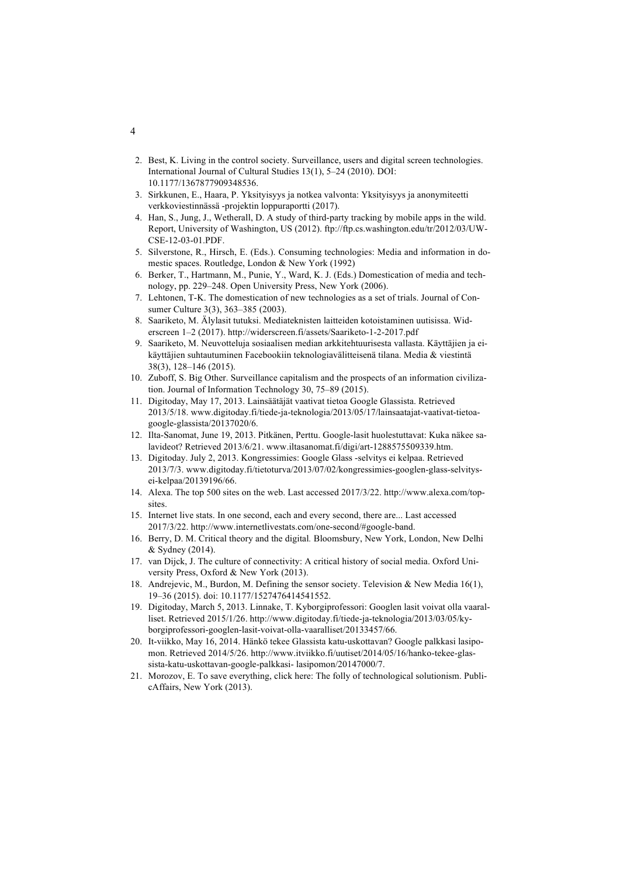2. Best, K. Living in the control society. Surveillance, users and digital screen technologies. International Journal of Cultural Studies 13(1), 5–24 (2010). DOI: 10.1177/1367877909348536.
3. Sirkkunen, E., Haara, P. Yksityisyys ja notkea valvonta: Yksityisyys ja anonymiteetti verkkoviestinnässä -projektin loppuraportti (2017).
4. Han, S., Jung, J., Wetherall, D. A study of third-party tracking by mobile apps in the wild. Report, University of Washington, US (2012). ftp://ftp.cs.washington.edu/tr/2012/03/UW-CSE-12-03-01.PDF.
5. Silverstone, R., Hirsch, E. (Eds.). Consuming technologies: Media and information in domestic spaces. Routledge, London & New York (1992)
6. Berker, T., Hartmann, M., Punie, Y., Ward, K. J. (Eds.) Domestication of media and technology, pp. 229–248. Open University Press, New York (2006).
7. Lehtonen, T-K. The domestication of new technologies as a set of trials. Journal of Consumer Culture 3(3), 363–385 (2003).
8. Saariketo, M. Älylasit tutuksi. Mediateknisten laitteiden kotoistaminen uutisissa. Widerscreen 1–2 (2017). http://widerscreen.fi/assets/Saariketo-1-2-2017.pdf
9. Saariketo, M. Neuvotteluja sosiaalisen median arkkitehtuurisesta vallasta. Käyttäjien ja ei-käyttäjien suhtautuminen Facebookiin teknologiavälitteisenä tilana. Media & viestintä 38(3), 128–146 (2015).
10. Zuboff, S. Big Other. Surveillance capitalism and the prospects of an information civilization. Journal of Information Technology 30, 75–89 (2015).
11. Digitoday, May 17, 2013. Lainsäätäjät vaativat tietoa Google Glassista. Retrieved 2013/5/18. www.digitoday.fi/tiede-ja-teknologia/2013/05/17/lainsaatajat-vaativat-tietoa-google-glassista/20137020/6.
12. Ilta-Sanomat, June 19, 2013. Pitkänen, Perttu. Google-lasit huolestuttavat: Kuka näkee salavideot? Retrieved 2013/6/21. www.iltasanomat.fi/digi/art-1288575509339.htm.
13. Digitoday. July 2, 2013. Kongressimies: Google Glass -selvitys ei kelpaa. Retrieved 2013/7/3. www.digitoday.fi/tietoturva/2013/07/02/kongressimies-googlen-glass-selvitys-ei-kelpaa/20139196/66.
14. Alexa. The top 500 sites on the web. Last accessed 2017/3/22. http://www.alexa.com/topsites.
15. Internet live stats. In one second, each and every second, there are... Last accessed 2017/3/22. http://www.internetlivestats.com/one-second/#google-band.
16. Berry, D. M. Critical theory and the digital*.* Bloomsbury, New York, London, New Delhi & Sydney (2014).
17. van Dijck, J. The culture of connectivity: A critical history of social media. Oxford University Press, Oxford & New York (2013).
18. Andrejevic, M., Burdon, M. Defining the sensor society. Television & New Media 16(1), 19–36 (2015). doi: 10.1177/1527476414541552.
19. Digitoday, March 5, 2013. Linnake, T. Kyborgiprofessori: Googlen lasit voivat olla vaaralliset. Retrieved 2015/1/26. http://www.digitoday.fi/tiede-ja-teknologia/2013/03/05/kyborgiprofessori-googlen-lasit-voivat-olla-vaaralliset/20133457/66.
20. It-viikko, May 16, 2014. Hänkö tekee Glassista katu-uskottavan? Google palkkasi lasipomon. Retrieved 2014/5/26. http://www.itviikko.fi/uutiset/2014/05/16/hanko-tekee-glassista-katu-uskottavan-google-palkkasi- lasipomon/20147000/7.
21. Morozov, E. To save everything, click here: The folly of technological solutionism. PublicAffairs, New York (2013).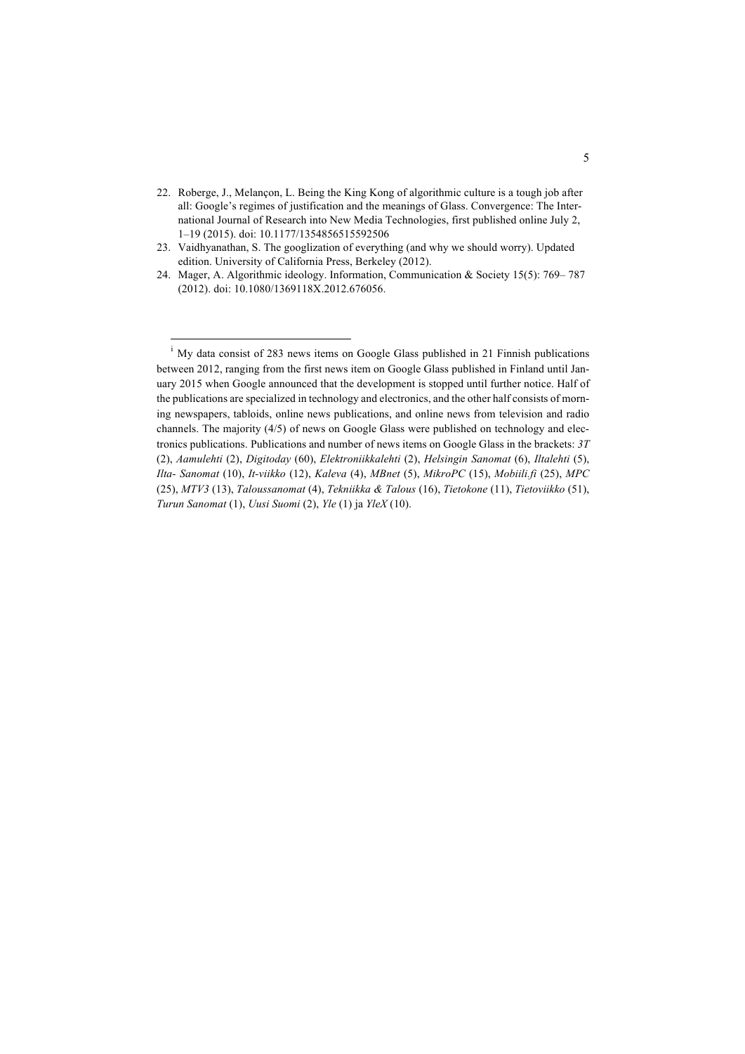22. Roberge, J., Melançon, L. Being the King Kong of algorithmic culture is a tough job after all: Google's regimes of justification and the meanings of Glass. Convergence: The International Journal of Research into New Media Technologies, first published online July 2, 1–19 (2015). doi: 10.1177/1354856515592506
23. Vaidhyanathan, S. The googlization of everything (and why we should worry). Updated edition. University of California Press, Berkeley (2012).
24. Mager, A. Algorithmic ideology. Information, Communication & Society 15(5): 769– 787 (2012). doi: 10.1080/1369118X.2012.676056.

---

[i] My data consist of 283 news items on Google Glass published in 21 Finnish publications between 2012, ranging from the first news item on Google Glass published in Finland until January 2015 when Google announced that the development is stopped until further notice. Half of the publications are specialized in technology and electronics, and the other half consists of morning newspapers, tabloids, online news publications, and online news from television and radio channels. The majority (4/5) of news on Google Glass were published on technology and electronics publications. Publications and number of news items on Google Glass in the brackets: *3T* (2), *Aamulehti* (2), *Digitoday* (60), *Elektroniikkalehti* (2), *Helsingin Sanomat* (6), *Iltalehti* (5), *Ilta- Sanomat* (10), *It-viikko* (12), *Kaleva* (4), *MBnet* (5), *MikroPC* (15), *Mobiili.fi* (25), *MPC* (25), *MTV3* (13), *Taloussanomat* (4), *Tekniikka & Talous* (16), *Tietokone* (11), *Tietoviikko* (51), *Turun Sanomat* (1), *Uusi Suomi* (2), *Yle* (1) ja *YleX* (10).